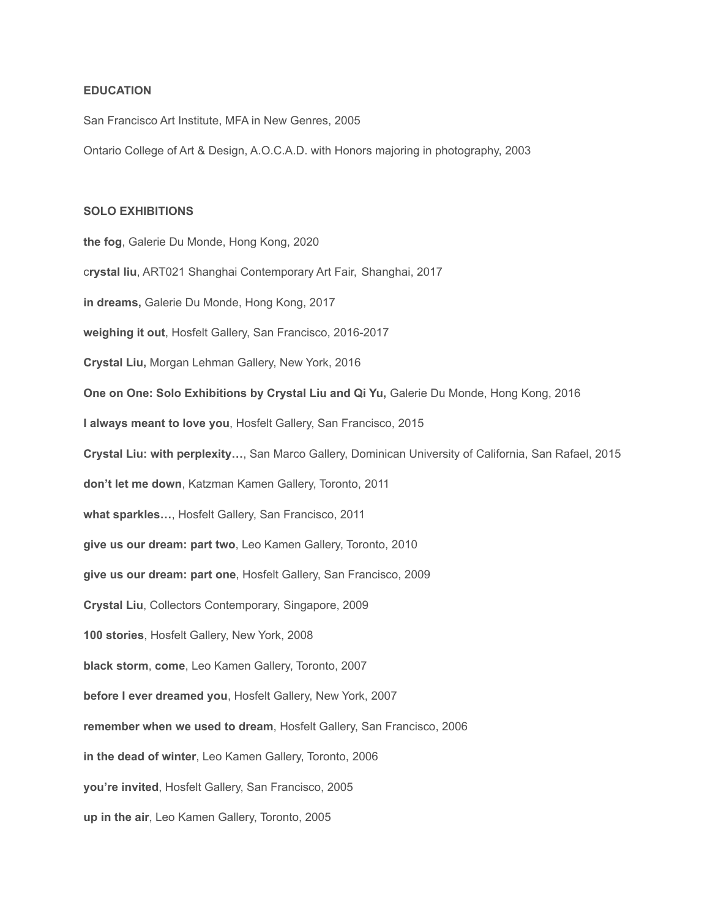## EDUCATION

San Francisco Art Institute, MFA in New Genres, 2005

Ontario College of Art & Design, A.O.C.A.D. with Honors majoring in photography, 2003

## SOLO EXHIBITIONS

**the fog**, Galerie Du Monde, Hong Kong, 2020

c**rystal liu**, ART021 Shanghai Contemporary Art Fair, Shanghai, 2017

**in dreams,** Galerie Du Monde, Hong Kong, 2017

**weighing it out**, Hosfelt Gallery, San Francisco, 2016-2017

**Crystal Liu,** Morgan Lehman Gallery, New York, 2016

**One on One: Solo Exhibitions by Crystal Liu and Qi Yu,** Galerie Du Monde, Hong Kong, 2016

**I always meant to love you**, Hosfelt Gallery, San Francisco, 2015

**Crystal Liu: with perplexity…**, San Marco Gallery, Dominican University of California, San Rafael, 2015

**don't let me down**, Katzman Kamen Gallery, Toronto, 2011

**what sparkles…**, Hosfelt Gallery, San Francisco, 2011

**give us our dream: part two**, Leo Kamen Gallery, Toronto, 2010

**give us our dream: part one**, Hosfelt Gallery, San Francisco, 2009

**Crystal Liu**, Collectors Contemporary, Singapore, 2009

**100 stories**, Hosfelt Gallery, New York, 2008

**black storm**, **come**, Leo Kamen Gallery, Toronto, 2007

**before I ever dreamed you**, Hosfelt Gallery, New York, 2007

**remember when we used to dream**, Hosfelt Gallery, San Francisco, 2006

**in the dead of winter**, Leo Kamen Gallery, Toronto, 2006

**you're invited**, Hosfelt Gallery, San Francisco, 2005

**up in the air**, Leo Kamen Gallery, Toronto, 2005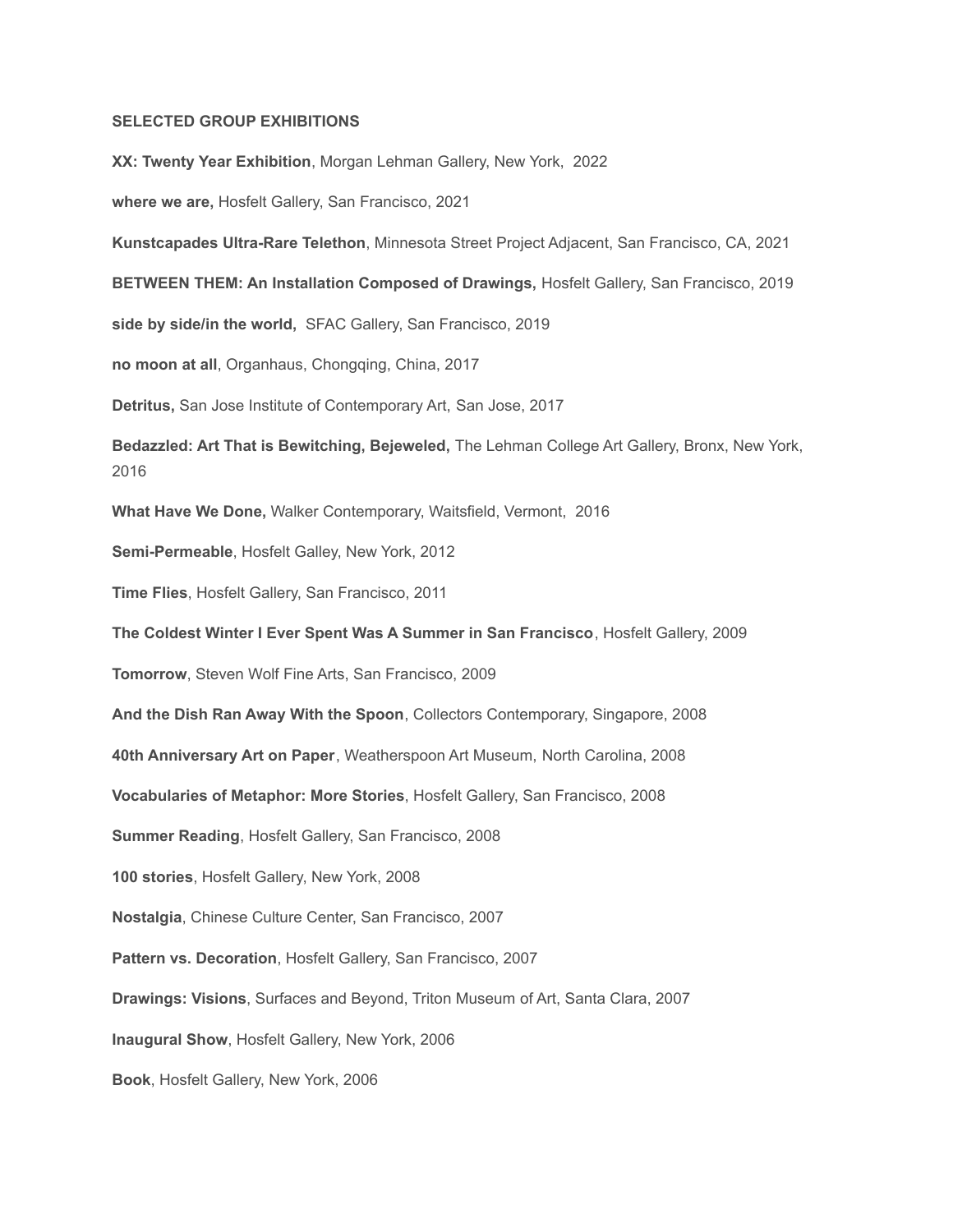**SELECTED GROUP EXHIBITIONS**

**XX: Twenty Year Exhibition**, Morgan Lehman Gallery, New York, 2022

**where we are,** Hosfelt Gallery, San Francisco, 2021

**Kunstcapades Ultra-Rare Telethon**, Minnesota Street Project Adjacent, San Francisco, CA, 2021

**BETWEEN THEM: An Installation Composed of Drawings,** Hosfelt Gallery, San Francisco, 2019

**side by side/in the world,** SFAC Gallery, San Francisco, 2019

**no moon at all**, Organhaus, Chongqing, China, 2017

**Detritus,** San Jose Institute of Contemporary Art, San Jose, 2017

**Bedazzled: Art That is Bewitching, Bejeweled,** The Lehman College Art Gallery, Bronx, New York, 2016

**What Have We Done,** Walker Contemporary, Waitsfield, Vermont, 2016

**Semi-Permeable**, Hosfelt Galley, New York, 2012

**Time Flies**, Hosfelt Gallery, San Francisco, 2011

**The Coldest Winter I Ever Spent Was A Summer in San Francisco**, Hosfelt Gallery, 2009

**Tomorrow**, Steven Wolf Fine Arts, San Francisco, 2009

**And the Dish Ran Away With the Spoon**, Collectors Contemporary, Singapore, 2008

**40th Anniversary Art on Paper**, Weatherspoon Art Museum, North Carolina, 2008

**Vocabularies of Metaphor: More Stories**, Hosfelt Gallery, San Francisco, 2008

**Summer Reading**, Hosfelt Gallery, San Francisco, 2008

**100 stories**, Hosfelt Gallery, New York, 2008

**Nostalgia**, Chinese Culture Center, San Francisco, 2007

**Pattern vs. Decoration**, Hosfelt Gallery, San Francisco, 2007

**Drawings: Visions**, Surfaces and Beyond, Triton Museum of Art, Santa Clara, 2007

**Inaugural Show**, Hosfelt Gallery, New York, 2006

**Book**, Hosfelt Gallery, New York, 2006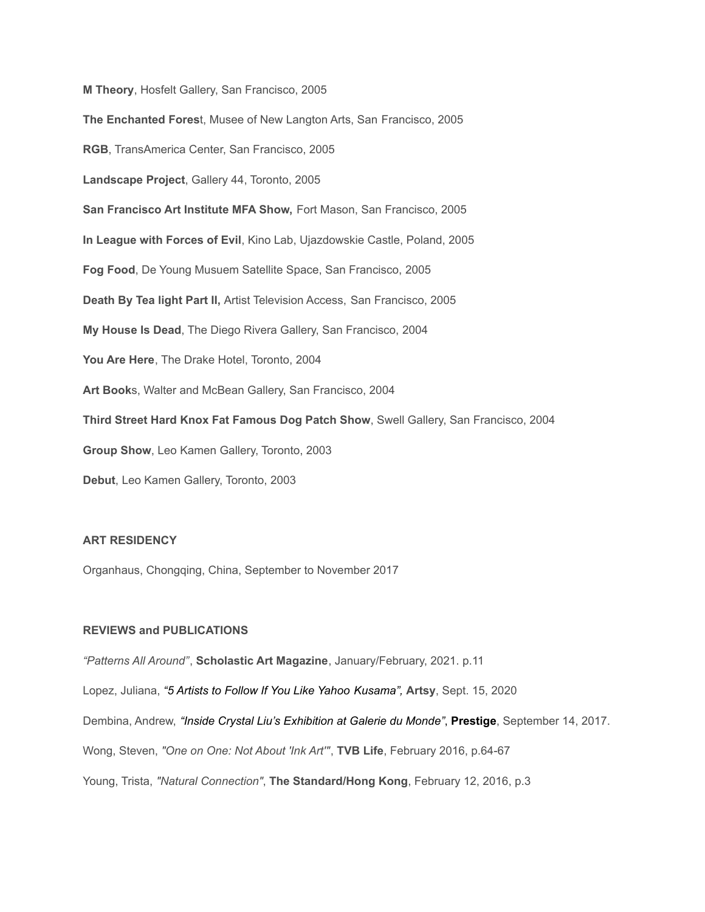**M Theory**, Hosfelt Gallery, San Francisco, 2005

**The Enchanted Fores**t, Musee of New Langton Arts, San Francisco, 2005

**RGB**, TransAmerica Center, San Francisco, 2005

**Landscape Project**, Gallery 44, Toronto, 2005

**San Francisco Art Institute MFA Show,** Fort Mason, San Francisco, 2005

**In League with Forces of Evil**, Kino Lab, Ujazdowskie Castle, Poland, 2005

**Fog Food**, De Young Musuem Satellite Space, San Francisco, 2005

**Death By Tea light Part II,** Artist Television Access, San Francisco, 2005

**My House Is Dead**, The Diego Rivera Gallery, San Francisco, 2004

**You Are Here**, The Drake Hotel, Toronto, 2004

**Art Book**s, Walter and McBean Gallery, San Francisco, 2004

**Third Street Hard Knox Fat Famous Dog Patch Show**, Swell Gallery, San Francisco, 2004

**Group Show**, Leo Kamen Gallery, Toronto, 2003

**Debut**, Leo Kamen Gallery, Toronto, 2003

## ART RESIDENCY

Organhaus, Chongqing, China, September to November 2017

## REVIEWS and PUBLICATIONS

*"Patterns All Around"*, **Scholastic Art Magazine**, January/February, 2021. p.11

Lopez, Juliana, *"5 Artists to Follow If You Like Yahoo Kusama",* **Artsy**, Sept. 15, 2020

Dembina, Andrew, *"Inside Crystal Liu's Exhibition at Galerie du Monde"*, **Prestige**, September 14, 2017.

Wong, Steven, *"One on One: Not About 'Ink Art'"*, **TVB Life**, February 2016, p.64-67

Young, Trista, *"Natural Connection"*, **The Standard/Hong Kong**, February 12, 2016, p.3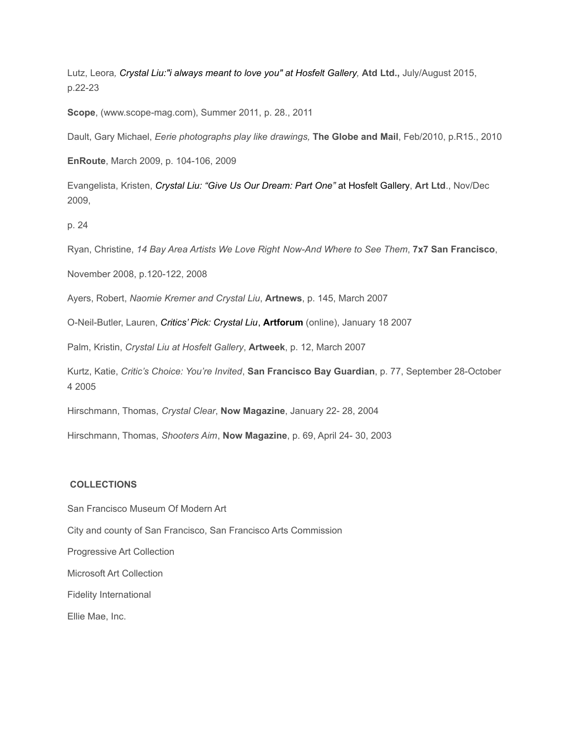Lutz, Leora*, Crystal Liu:"i always meant to love you" at Hosfelt Gallery,* **Atd Ltd.,** July/August 2015, p.22-23

**Scope**, (www.scope-mag.com), Summer 2011, p. 28., 2011

Dault, Gary Michael, *Eerie photographs play like drawings,* **The Globe and Mail**, Feb/2010, p.R15., 2010

**EnRoute**, March 2009, p. 104-106, 2009

Evangelista, Kristen, *Crystal Liu: "Give Us Our Dream: Part One"* at Hosfelt Gallery, **Art Ltd**., Nov/Dec 2009,

p. 24

Ryan, Christine, *14 Bay Area Artists We Love Right Now-And Where to See Them*, **7x7 San Francisco**,

November 2008, p.120-122, 2008

Ayers, Robert, *Naomie Kremer and Crystal Liu*, **Artnews**, p. 145, March 2007

O-Neil-Butler, Lauren, *Critics' Pick: Crystal Liu*, **Artforum** (online), January 18 2007

Palm, Kristin, *Crystal Liu at Hosfelt Gallery*, **Artweek**, p. 12, March 2007

Kurtz, Katie, *Critic's Choice: You're Invited*, **San Francisco Bay Guardian**, p. 77, September 28-October 4 2005

Hirschmann, Thomas, *Crystal Clear*, **Now Magazine**, January 22- 28, 2004

Hirschmann, Thomas, *Shooters Aim*, **Now Magazine**, p. 69, April 24- 30, 2003

## COLLECTIONS

San Francisco Museum Of Modern Art

City and county of San Francisco, San Francisco Arts Commission

Progressive Art Collection

Microsoft Art Collection

Fidelity International

Ellie Mae, Inc.